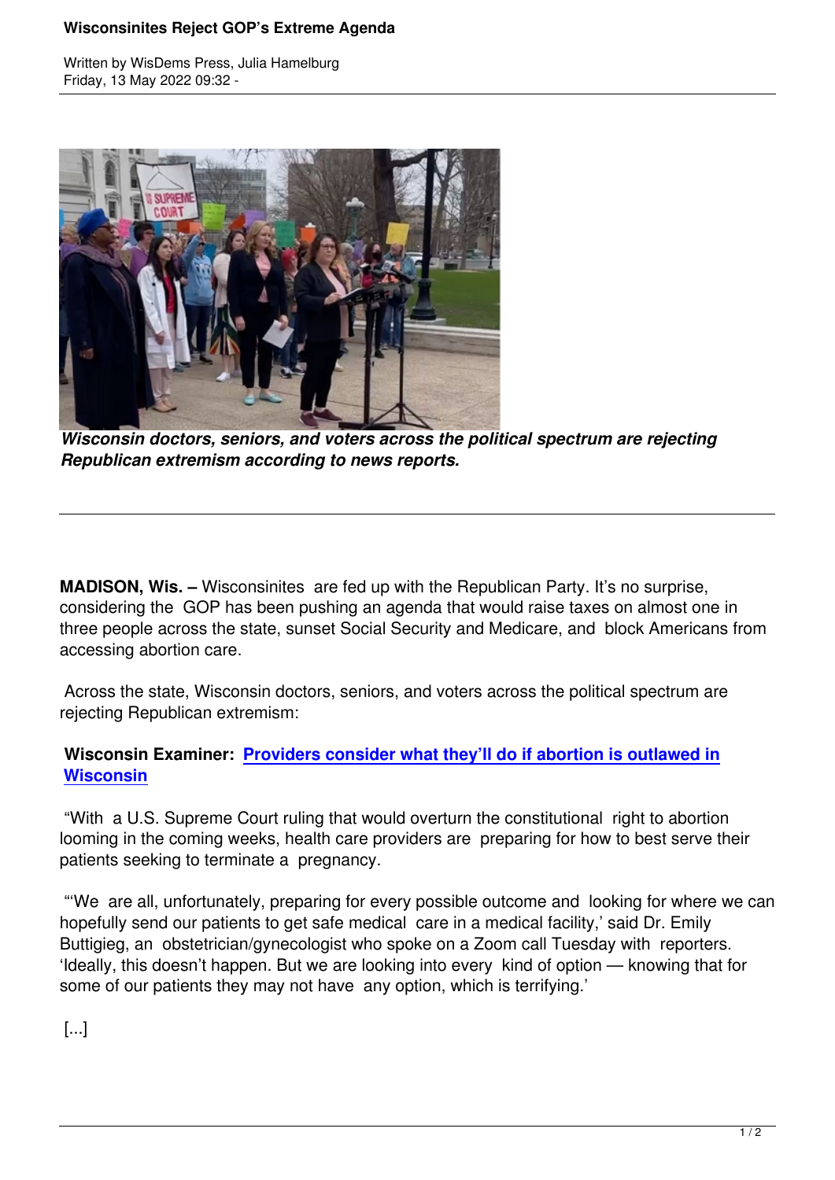# Wisconsinites Reject GOP's Extreme Agenda

Written by WisDems Press, Julia Hamelburg
Friday, 13 May 2022 09:32 -

***Wisconsin doctors, seniors, and voters across the political spectrum are rejecting Republican extremism according to news reports.***

---

**MADISON, Wis. –** Wisconsinites are fed up with the Republican Party. It's no surprise, considering the GOP has been pushing an agenda that would raise taxes on almost one in three people across the state, sunset Social Security and Medicare, and block Americans from accessing abortion care.

Across the state, Wisconsin doctors, seniors, and voters across the political spectrum are rejecting Republican extremism:

**Wisconsin Examiner: Providers consider what they'll do if abortion is outlawed in Wisconsin**

"With a U.S. Supreme Court ruling that would overturn the constitutional right to abortion looming in the coming weeks, health care providers are preparing for how to best serve their patients seeking to terminate a pregnancy.

"'We are all, unfortunately, preparing for every possible outcome and looking for where we can hopefully send our patients to get safe medical care in a medical facility,' said Dr. Emily Buttigieg, an obstetrician/gynecologist who spoke on a Zoom call Tuesday with reporters. 'Ideally, this doesn't happen. But we are looking into every kind of option — knowing that for some of our patients they may not have any option, which is terrifying.'

[...]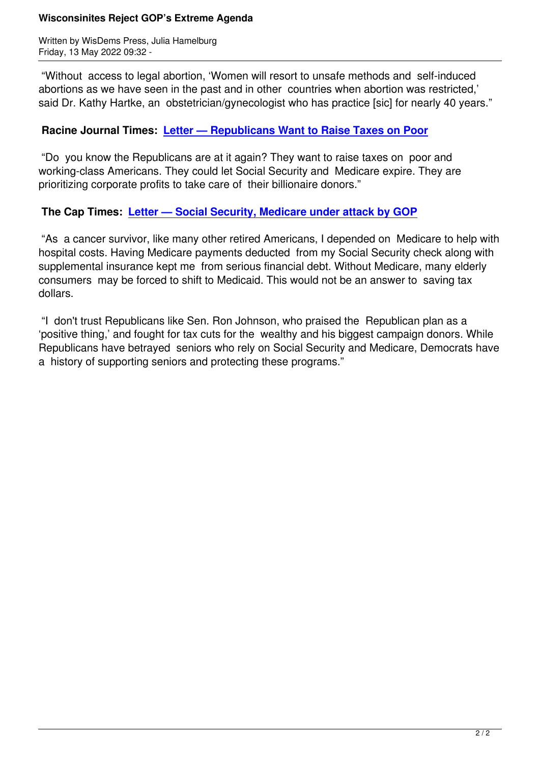"Without access to legal abortion, 'Women will resort to unsafe methods and self-induced abortions as we have seen in the past and in other countries when abortion was restricted,' said Dr. Kathy Hartke, an obstetrician/gynecologist who has practice [sic] for nearly 40 years."

**Racine Journal Times: Letter — Republicans Want to Raise Taxes on Poor**

"Do you know the Republicans are at it again? They want to raise taxes on poor and working-class Americans. They could let Social Security and Medicare expire. They are prioritizing corporate profits to take care of their billionaire donors."

**The Cap Times: Letter — Social Security, Medicare under attack by GOP**

"As a cancer survivor, like many other retired Americans, I depended on Medicare to help with hospital costs. Having Medicare payments deducted from my Social Security check along with supplemental insurance kept me from serious financial debt. Without Medicare, many elderly consumers may be forced to shift to Medicaid. This would not be an answer to saving tax dollars.

"I don't trust Republicans like Sen. Ron Johnson, who praised the Republican plan as a 'positive thing,' and fought for tax cuts for the wealthy and his biggest campaign donors. While Republicans have betrayed seniors who rely on Social Security and Medicare, Democrats have a history of supporting seniors and protecting these programs."